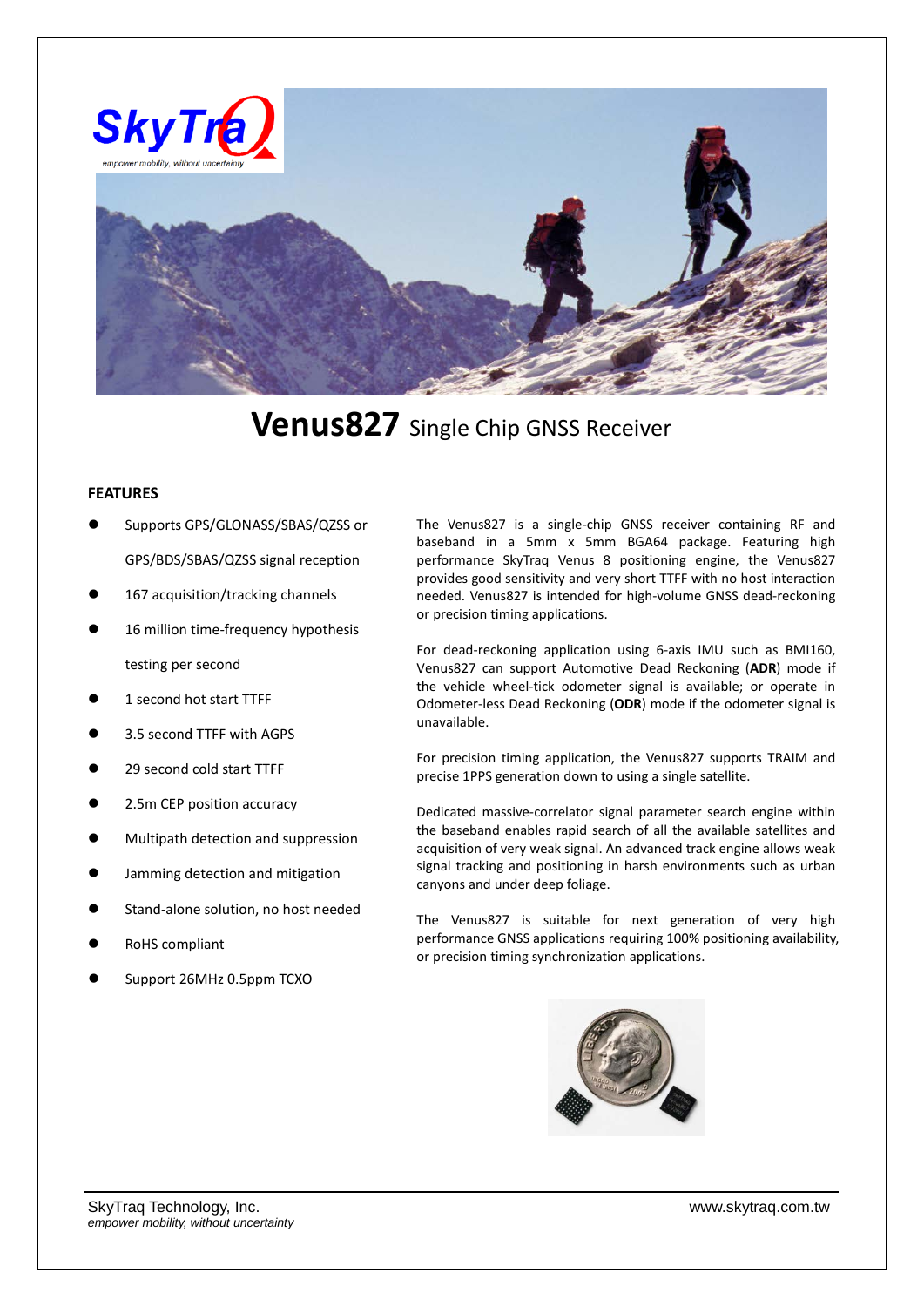# **Venus827** Single Chip GNSS Receiver

## FEATURES

- Supports GPS/GLONASS/SBAS/QZSS or GPS/BDS/SBAS/QZSS signal reception
- 167 acquisition/tracking channels
- 16 million time-frequency hypothesis testing per second
- 1 second hot start TTFF
- 3.5 second TTFF with AGPS
- 29 second cold start TTFF
- 2.5m CEP position accuracy
- Multipath detection and suppression
- Jamming detection and mitigation
- Stand-alone solution, no host needed
- RoHS compliant
- Support 26MHz 0.5ppm TCXO

The Venus827 is a single-chip GNSS receiver containing RF and baseband in a 5mm x 5mm BGA64 package. Featuring high performance SkyTraq Venus 8 positioning engine, the Venus827 provides good sensitivity and very short TTFF with no host interaction needed. Venus827 is intended for high-volume GNSS dead-reckoning or precision timing applications.

For dead-reckoning application using 6-axis IMU such as BMI160, Venus827 can support Automotive Dead Reckoning (**ADR**) mode if the vehicle wheel-tick odometer signal is available; or operate in Odometer-less Dead Reckoning (**ODR**) mode if the odometer signal is unavailable.

For precision timing application, the Venus827 supports TRAIM and precise 1PPS generation down to using a single satellite.

Dedicated massive-correlator signal parameter search engine within the baseband enables rapid search of all the available satellites and acquisition of very weak signal. An advanced track engine allows weak signal tracking and positioning in harsh environments such as urban canyons and under deep foliage.

The Venus827 is suitable for next generation of very high performance GNSS applications requiring 100% positioning availability, or precision timing synchronization applications.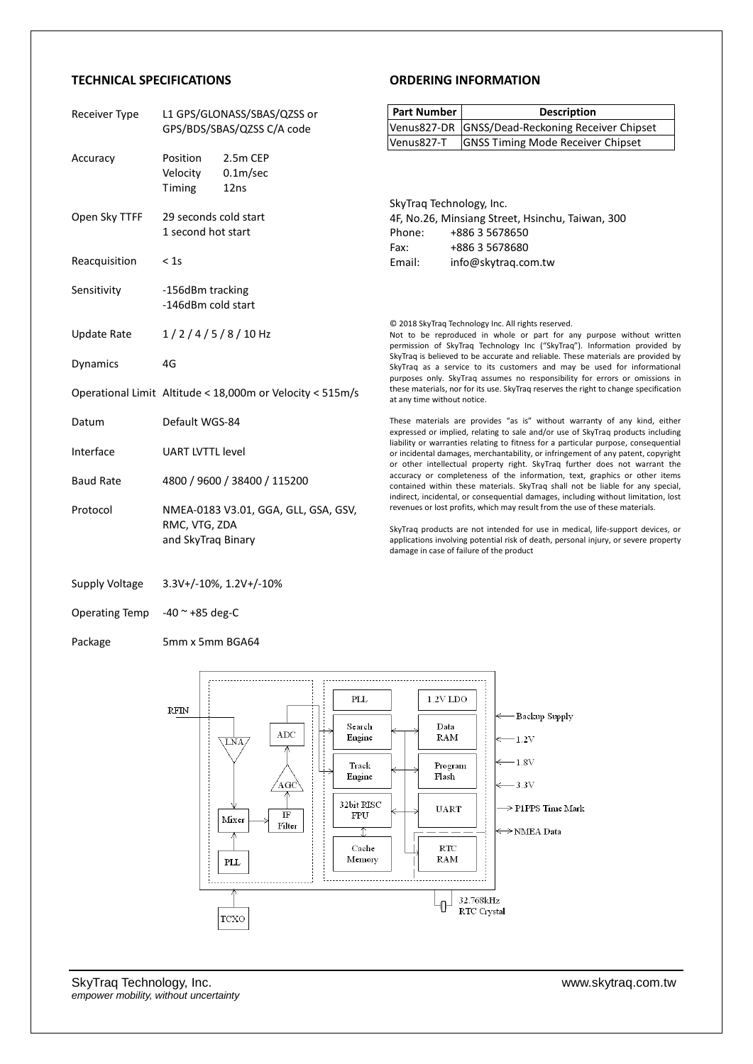## TECHNICAL SPECIFICATIONS

| | |
|---|---|
| Receiver Type | L1 GPS/GLONASS/SBAS/QZSS or GPS/BDS/SBAS/QZSS C/A code |
| Accuracy | Position 2.5m CEP<br>Velocity 0.1m/sec<br>Timing 12ns |
| Open Sky TTFF | 29 seconds cold start<br>1 second hot start |
| Reacquisition | < 1s |
| Sensitivity | -156dBm tracking<br>-146dBm cold start |
| Update Rate | 1 / 2 / 4 / 5 / 8 / 10 Hz |
| Dynamics | 4G |
| Operational Limit | Altitude < 18,000m or Velocity < 515m/s |
| Datum | Default WGS-84 |
| Interface | UART LVTTL level |
| Baud Rate | 4800 / 9600 / 38400 / 115200 |
| Protocol | NMEA-0183 V3.01, GGA, GLL, GSA, GSV, RMC, VTG, ZDA and SkyTraq Binary |
| Supply Voltage | 3.3V+/-10%, 1.2V+/-10% |
| Operating Temp | -40 ~ +85 deg-C |
| Package | 5mm x 5mm BGA64 |

## ORDERING INFORMATION

| Part Number | Description |
|---|---|
| Venus827-DR | GNSS/Dead-Reckoning Receiver Chipset |
| Venus827-T | GNSS Timing Mode Receiver Chipset |

SkyTraq Technology, Inc.
4F, No.26, Minsiang Street, Hsinchu, Taiwan, 300
Phone: +886 3 5678650
Fax: +886 3 5678680
Email: info@skytraq.com.tw

© 2018 SkyTraq Technology Inc. All rights reserved.
Not to be reproduced in whole or part for any purpose without written permission of SkyTraq Technology Inc ("SkyTraq"). Information provided by SkyTraq is believed to be accurate and reliable. These materials are provided by SkyTraq as a service to its customers and may be used for informational purposes only. SkyTraq assumes no responsibility for errors or omissions in these materials, nor for its use. SkyTraq reserves the right to change specification at any time without notice.

These materials are provides "as is" without warranty of any kind, either expressed or implied, relating to sale and/or use of SkyTraq products including liability or warranties relating to fitness for a particular purpose, consequential or incidental damages, merchantability, or infringement of any patent, copyright or other intellectual property right. SkyTraq further does not warrant the accuracy or completeness of the information, text, graphics or other items contained within these materials. SkyTraq shall not be liable for any special, indirect, incidental, or consequential damages, including without limitation, lost revenues or lost profits, which may result from the use of these materials.

SkyTraq products are not intended for use in medical, life-support devices, or applications involving potential risk of death, personal injury, or severe property damage in case of failure of the product

RFIN
LNA
ADC
AGC
Mixer
IF Filter
PLL
TCXO
PLL
1.2V LDO
Search Engine
Data RAM
Track Engine
Program Flash
32bit RISC FPU
UART
Cache Memory
RTC RAM
Backup Supply
1.2V
1.8V
3.3V
P1PPS Time Mark
NMEA Data
32.768kHz RTC Crystal

SkyTraq Technology, Inc.
*empower mobility, without uncertainty*
www.skytraq.com.tw